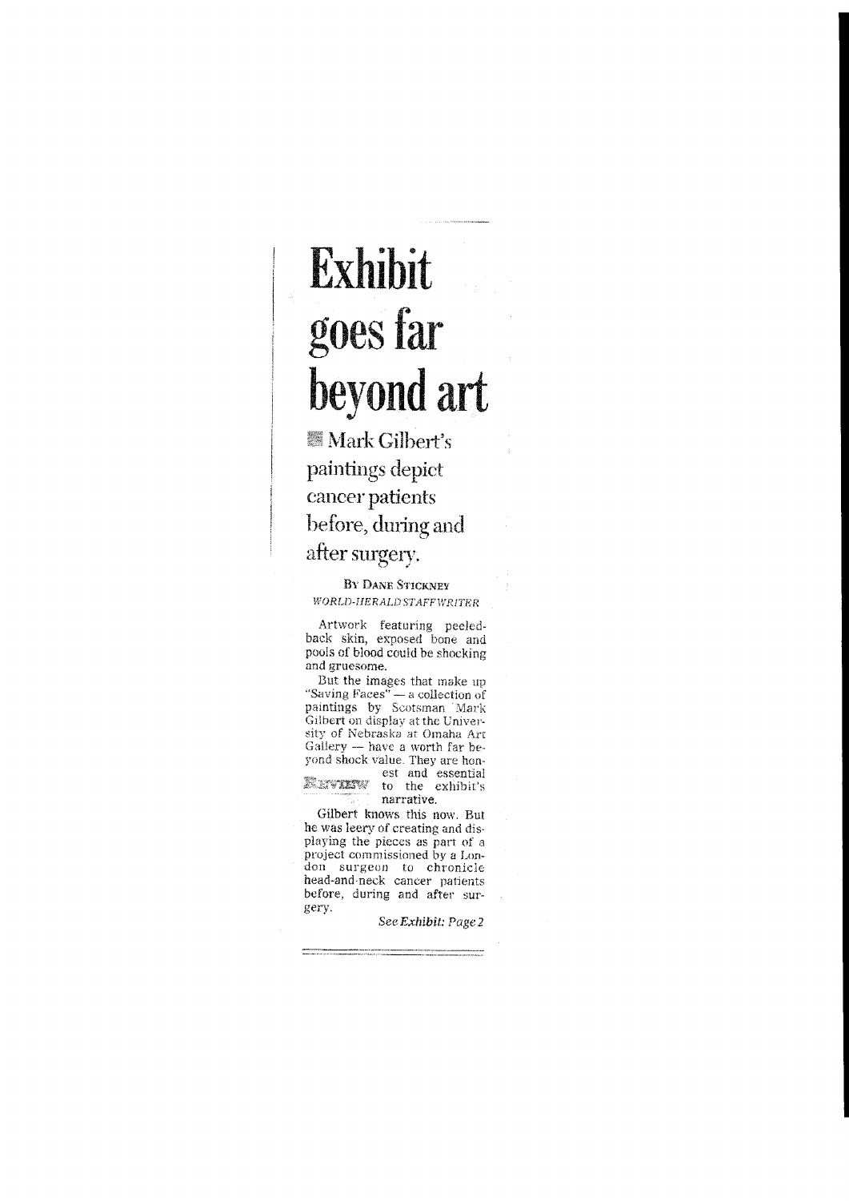# Exhibit goes far beyond art

**Mark Gilbert's paintings depict cancer patients before, during and after surgery.**

By Dane Stickney
*World-Herald Staff Writer*

Artwork featuring peeled-back skin, exposed bone and pools of blood could be shocking and gruesome.

But the images that make up "Saving Faces" — a collection of paintings by Scotsman Mark Gilbert on display at the University of Nebraska at Omaha Art Gallery — have a worth far beyond shock value. They are honest and essential to the exhibit's narrative.

REVIEW

Gilbert knows this now. But he was leery of creating and displaying the pieces as part of a project commissioned by a London surgeon to chronicle head-and-neck cancer patients before, during and after surgery.

*See Exhibit: Page 2*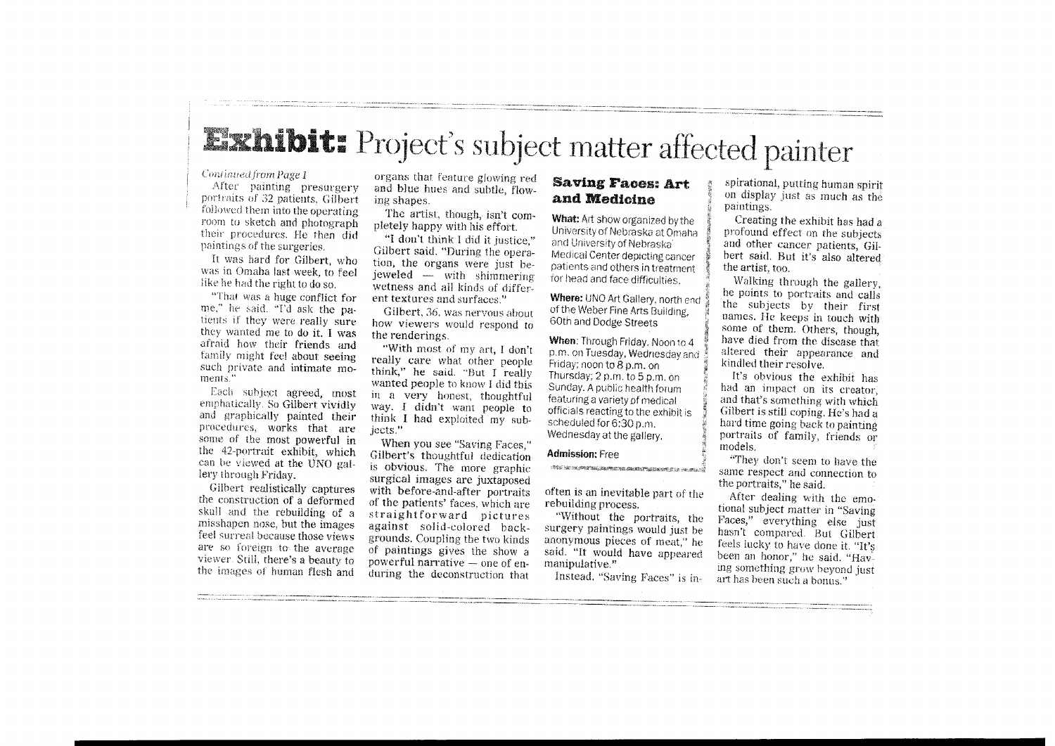# Exhibit: Project's subject matter affected painter

*Continued from Page 1*

After painting presurgery portraits of 32 patients, Gilbert followed them into the operating room to sketch and photograph their procedures. He then did paintings of the surgeries.

It was hard for Gilbert, who was in Omaha last week, to feel like he had the right to do so.

"That was a huge conflict for me," he said. "I'd ask the patients if they were really sure they wanted me to do it. I was afraid how their friends and family might feel about seeing such private and intimate moments."

Each subject agreed, most emphatically. So Gilbert vividly and graphically painted their procedures, works that are some of the most powerful in the 42-portrait exhibit, which can be viewed at the UNO gallery through Friday.

Gilbert realistically captures the construction of a deformed skull and the rebuilding of a misshapen nose, but the images feel surreal because those views are so foreign to the average viewer. Still, there's a beauty to the images of human flesh and organs that feature glowing red and blue hues and subtle, flowing shapes.

The artist, though, isn't completely happy with his effort.

"I don't think I did it justice," Gilbert said. "During the operation, the organs were just bejeweled — with shimmering wetness and all kinds of different textures and surfaces."

Gilbert, 36, was nervous about how viewers would respond to the renderings.

"With most of my art, I don't really care what other people think," he said. "But I really wanted people to know I did this in a very honest, thoughtful way. I didn't want people to think I had exploited my subjects."

When you see "Saving Faces," Gilbert's thoughtful dedication is obvious. The more graphic surgical images are juxtaposed with before-and-after portraits of the patients' faces, which are straightforward pictures against solid-colored backgrounds. Coupling the two kinds of paintings gives the show a powerful narrative — one of enduring the deconstruction that often is an inevitable part of the rebuilding process.

"Without the portraits, the surgery paintings would just be anonymous pieces of meat," he said. "It would have appeared manipulative."

Instead, "Saving Faces" is inspirational, putting human spirit on display just as much as the paintings.

Creating the exhibit has had a profound effect on the subjects and other cancer patients, Gilbert said. But it's also altered the artist, too.

Walking through the gallery, he points to portraits and calls the subjects by their first names. He keeps in touch with some of them. Others, though, have died from the disease that altered their appearance and kindled their resolve.

It's obvious the exhibit has had an impact on its creator, and that's something with which Gilbert is still coping. He's had a hard time going back to painting portraits of family, friends or models.

"They don't seem to have the same respect and connection to the portraits," he said.

After dealing with the emotional subject matter in "Saving Faces," everything else just hasn't compared. But Gilbert feels lucky to have done it. "It's been an honor," he said. "Having something grow beyond just art has been such a bonus."

## Saving Faces: Art and Medicine

**What:** Art show organized by the University of Nebraska at Omaha and University of Nebraska Medical Center depicting cancer patients and others in treatment for head and face difficulties.

**Where:** UNO Art Gallery, north end of the Weber Fine Arts Building, 60th and Dodge Streets

**When:** Through Friday. Noon to 4 p.m. on Tuesday, Wednesday and Friday; noon to 8 p.m. on Thursday; 2 p.m. to 5 p.m. on Sunday. A public health forum featuring a variety of medical officials reacting to the exhibit is scheduled for 6:30 p.m. Wednesday at the gallery.

**Admission:** Free